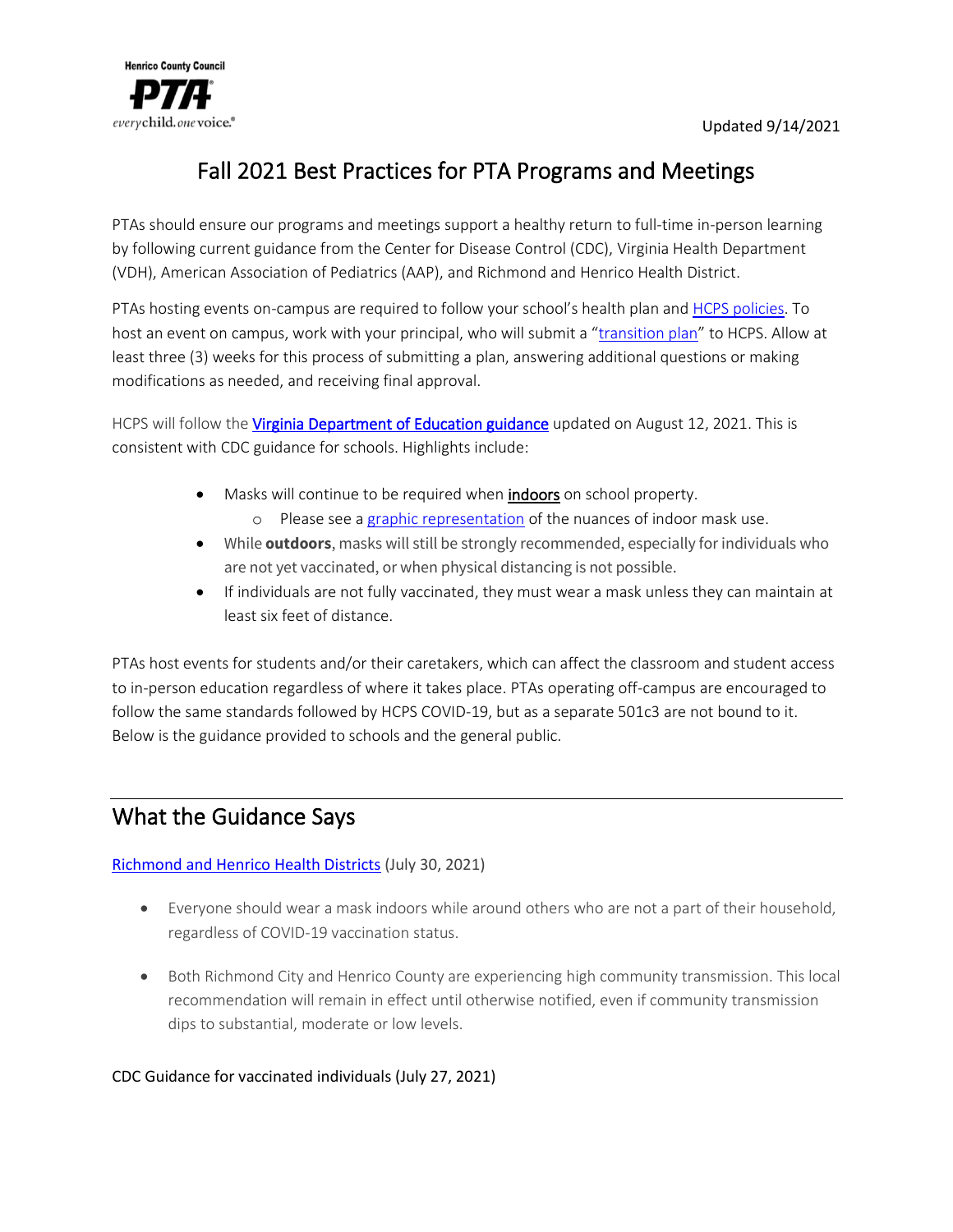Henrico County Council PTA — everychild. onevoice.

Updated 9/14/2021

# Fall 2021 Best Practices for PTA Programs and Meetings

PTAs should ensure our programs and meetings support a healthy return to full-time in-person learning by following current guidance from the Center for Disease Control (CDC), Virginia Health Department (VDH), American Association of Pediatrics (AAP), and Richmond and Henrico Health District.

PTAs hosting events on-campus are required to follow your school's health plan and HCPS policies. To host an event on campus, work with your principal, who will submit a "transition plan" to HCPS. Allow at least three (3) weeks for this process of submitting a plan, answering additional questions or making modifications as needed, and receiving final approval.

HCPS will follow the **Virginia Department of Education guidance** updated on August 12, 2021. This is consistent with CDC guidance for schools. Highlights include:

- Masks will continue to be required when indoors on school property.
  - Please see a graphic representation of the nuances of indoor mask use.
- While **outdoors**, masks will still be strongly recommended, especially for individuals who are not yet vaccinated, or when physical distancing is not possible.
- If individuals are not fully vaccinated, they must wear a mask unless they can maintain at least six feet of distance.

PTAs host events for students and/or their caretakers, which can affect the classroom and student access to in-person education regardless of where it takes place. PTAs operating off-campus are encouraged to follow the same standards followed by HCPS COVID-19, but as a separate 501c3 are not bound to it. Below is the guidance provided to schools and the general public.

## What the Guidance Says

Richmond and Henrico Health Districts (July 30, 2021)

- Everyone should wear a mask indoors while around others who are not a part of their household, regardless of COVID-19 vaccination status.
- Both Richmond City and Henrico County are experiencing high community transmission. This local recommendation will remain in effect until otherwise notified, even if community transmission dips to substantial, moderate or low levels.

CDC Guidance for vaccinated individuals (July 27, 2021)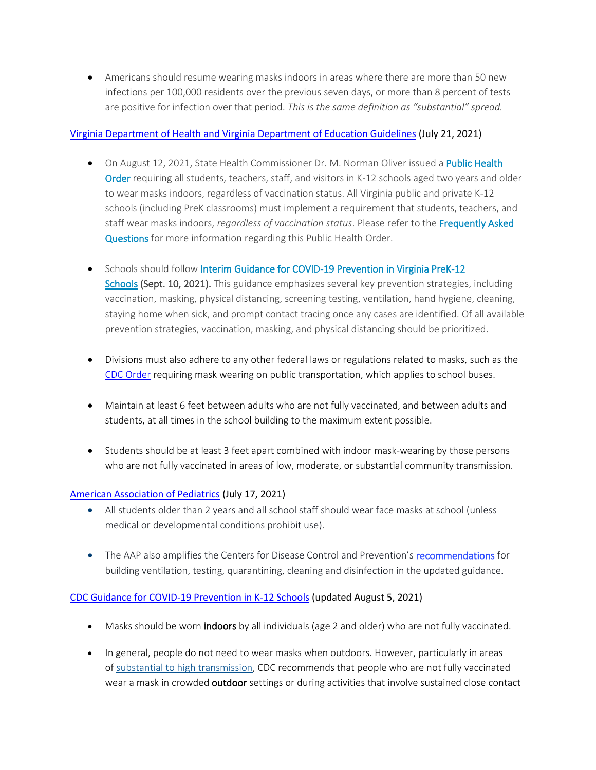- Americans should resume wearing masks indoors in areas where there are more than 50 new infections per 100,000 residents over the previous seven days, or more than 8 percent of tests are positive for infection over that period. *This is the same definition as "substantial" spread.*

[Virginia Department of Health and Virginia Department of Education Guidelines](#) (July 21, 2021)

- On August 12, 2021, State Health Commissioner Dr. M. Norman Oliver issued a [Public Health Order](#) requiring all students, teachers, staff, and visitors in K-12 schools aged two years and older to wear masks indoors, regardless of vaccination status. All Virginia public and private K-12 schools (including PreK classrooms) must implement a requirement that students, teachers, and staff wear masks indoors, *regardless of vaccination status*. Please refer to the [Frequently Asked Questions](#) for more information regarding this Public Health Order.

- Schools should follow [Interim Guidance for COVID-19 Prevention in Virginia PreK-12 Schools](#) (Sept. 10, 2021). This guidance emphasizes several key prevention strategies, including vaccination, masking, physical distancing, screening testing, ventilation, hand hygiene, cleaning, staying home when sick, and prompt contact tracing once any cases are identified. Of all available prevention strategies, vaccination, masking, and physical distancing should be prioritized.

- Divisions must also adhere to any other federal laws or regulations related to masks, such as the [CDC Order](#) requiring mask wearing on public transportation, which applies to school buses.

- Maintain at least 6 feet between adults who are not fully vaccinated, and between adults and students, at all times in the school building to the maximum extent possible.

- Students should be at least 3 feet apart combined with indoor mask-wearing by those persons who are not fully vaccinated in areas of low, moderate, or substantial community transmission.

[American Association of Pediatrics](#) (July 17, 2021)

- All students older than 2 years and all school staff should wear face masks at school (unless medical or developmental conditions prohibit use).

- The AAP also amplifies the Centers for Disease Control and Prevention's [recommendations](#) for building ventilation, testing, quarantining, cleaning and disinfection in the updated guidance.

[CDC Guidance for COVID-19 Prevention in K-12 Schools](#) (updated August 5, 2021)

- Masks should be worn indoors by all individuals (age 2 and older) who are not fully vaccinated.

- In general, people do not need to wear masks when outdoors. However, particularly in areas of [substantial to high transmission](#), CDC recommends that people who are not fully vaccinated wear a mask in crowded outdoor settings or during activities that involve sustained close contact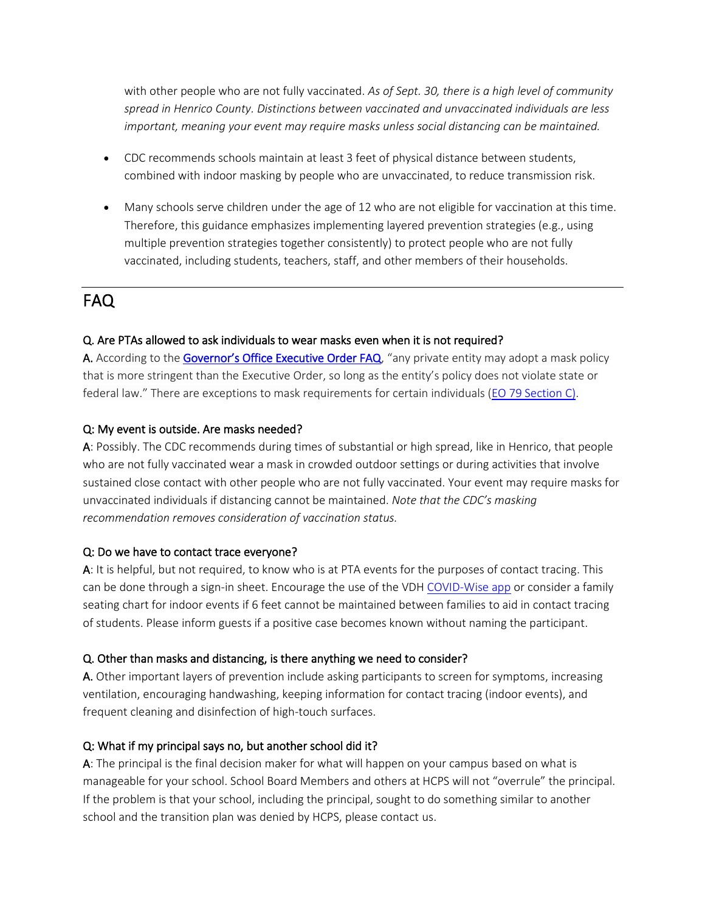with other people who are not fully vaccinated. *As of Sept. 30, there is a high level of community spread in Henrico County. Distinctions between vaccinated and unvaccinated individuals are less important, meaning your event may require masks unless social distancing can be maintained.*

- CDC recommends schools maintain at least 3 feet of physical distance between students, combined with indoor masking by people who are unvaccinated, to reduce transmission risk.
- Many schools serve children under the age of 12 who are not eligible for vaccination at this time. Therefore, this guidance emphasizes implementing layered prevention strategies (e.g., using multiple prevention strategies together consistently) to protect people who are not fully vaccinated, including students, teachers, staff, and other members of their households.

---

## FAQ

**Q. Are PTAs allowed to ask individuals to wear masks even when it is not required?**

**A.** According to the **Governor's Office Executive Order FAQ**, "any private entity may adopt a mask policy that is more stringent than the Executive Order, so long as the entity's policy does not violate state or federal law." There are exceptions to mask requirements for certain individuals (EO 79 Section C).

**Q: My event is outside. Are masks needed?**

**A**: Possibly. The CDC recommends during times of substantial or high spread, like in Henrico, that people who are not fully vaccinated wear a mask in crowded outdoor settings or during activities that involve sustained close contact with other people who are not fully vaccinated. Your event may require masks for unvaccinated individuals if distancing cannot be maintained. *Note that the CDC's masking recommendation removes consideration of vaccination status.*

**Q: Do we have to contact trace everyone?**

**A**: It is helpful, but not required, to know who is at PTA events for the purposes of contact tracing. This can be done through a sign-in sheet. Encourage the use of the VDH COVID-Wise app or consider a family seating chart for indoor events if 6 feet cannot be maintained between families to aid in contact tracing of students. Please inform guests if a positive case becomes known without naming the participant.

**Q. Other than masks and distancing, is there anything we need to consider?**

**A.** Other important layers of prevention include asking participants to screen for symptoms, increasing ventilation, encouraging handwashing, keeping information for contact tracing (indoor events), and frequent cleaning and disinfection of high-touch surfaces.

**Q: What if my principal says no, but another school did it?**

**A**: The principal is the final decision maker for what will happen on your campus based on what is manageable for your school. School Board Members and others at HCPS will not "overrule" the principal. If the problem is that your school, including the principal, sought to do something similar to another school and the transition plan was denied by HCPS, please contact us.